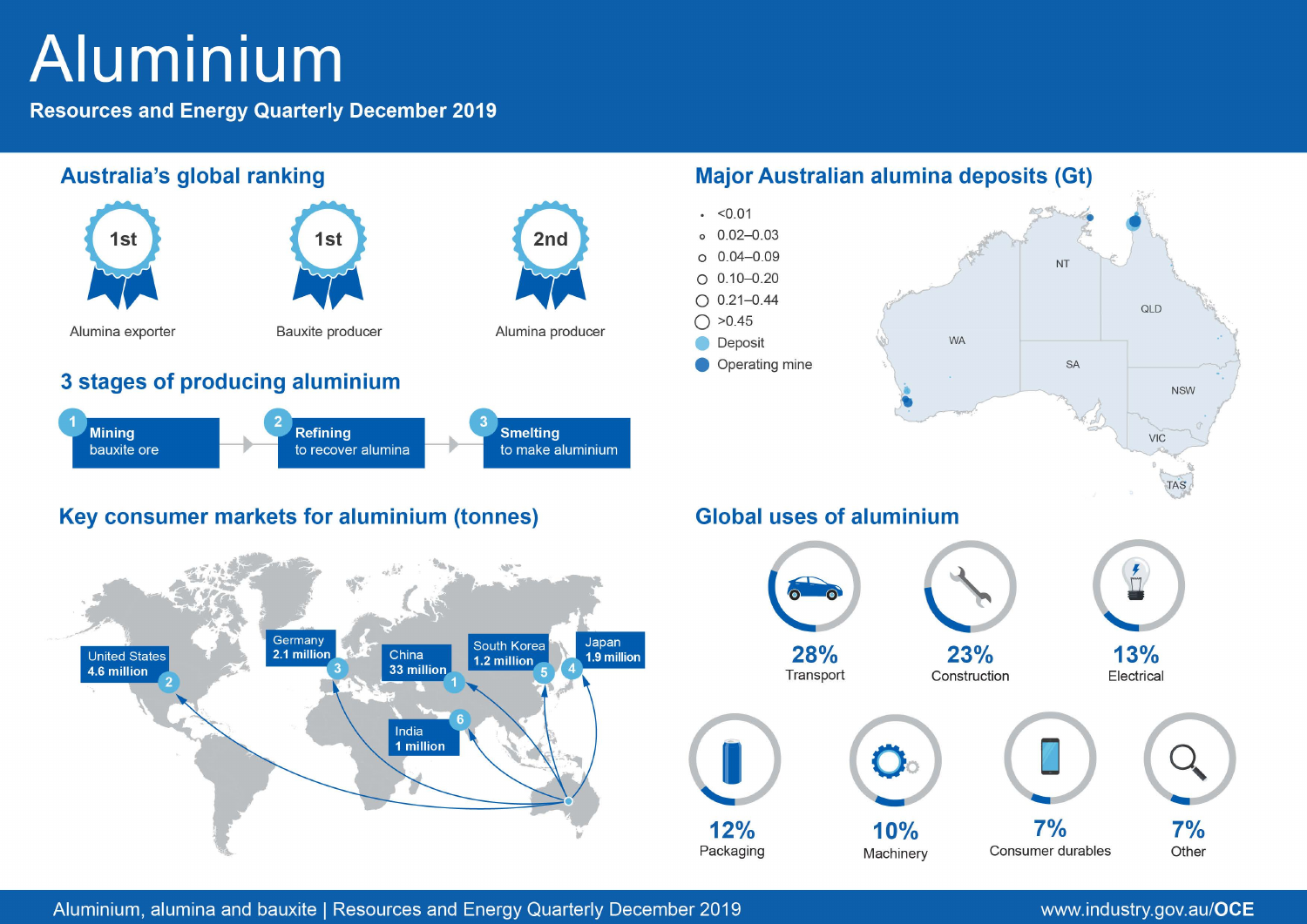# Aluminium

**Resources and Energy Quarterly December 2019**

## Australia's global ranking

- 1st — Alumina exporter
- 1st — Bauxite producer
- 2nd — Alumina producer

## 3 stages of producing aluminium

1. **Mining** bauxite ore
2. **Refining** to recover alumina
3. **Smelting** to make aluminium

## Key consumer markets for aluminium (tonnes)

1. China 33 million
2. United States 4.6 million
3. Germany 2.1 million
4. Japan 1.9 million
5. South Korea 1.2 million
6. India 1 million

## Major Australian alumina deposits (Gt)

- <0.01
- 0.02–0.03
- 0.04–0.09
- 0.10–0.20
- 0.21–0.44
- >0.45
- Deposit
- Operating mine

WA, NT, SA, QLD, NSW, VIC, TAS

## Global uses of aluminium

| Use | Share |
|---|---|
| Transport | 28% |
| Construction | 23% |
| Electrical | 13% |
| Packaging | 12% |
| Machinery | 10% |
| Consumer durables | 7% |
| Other | 7% |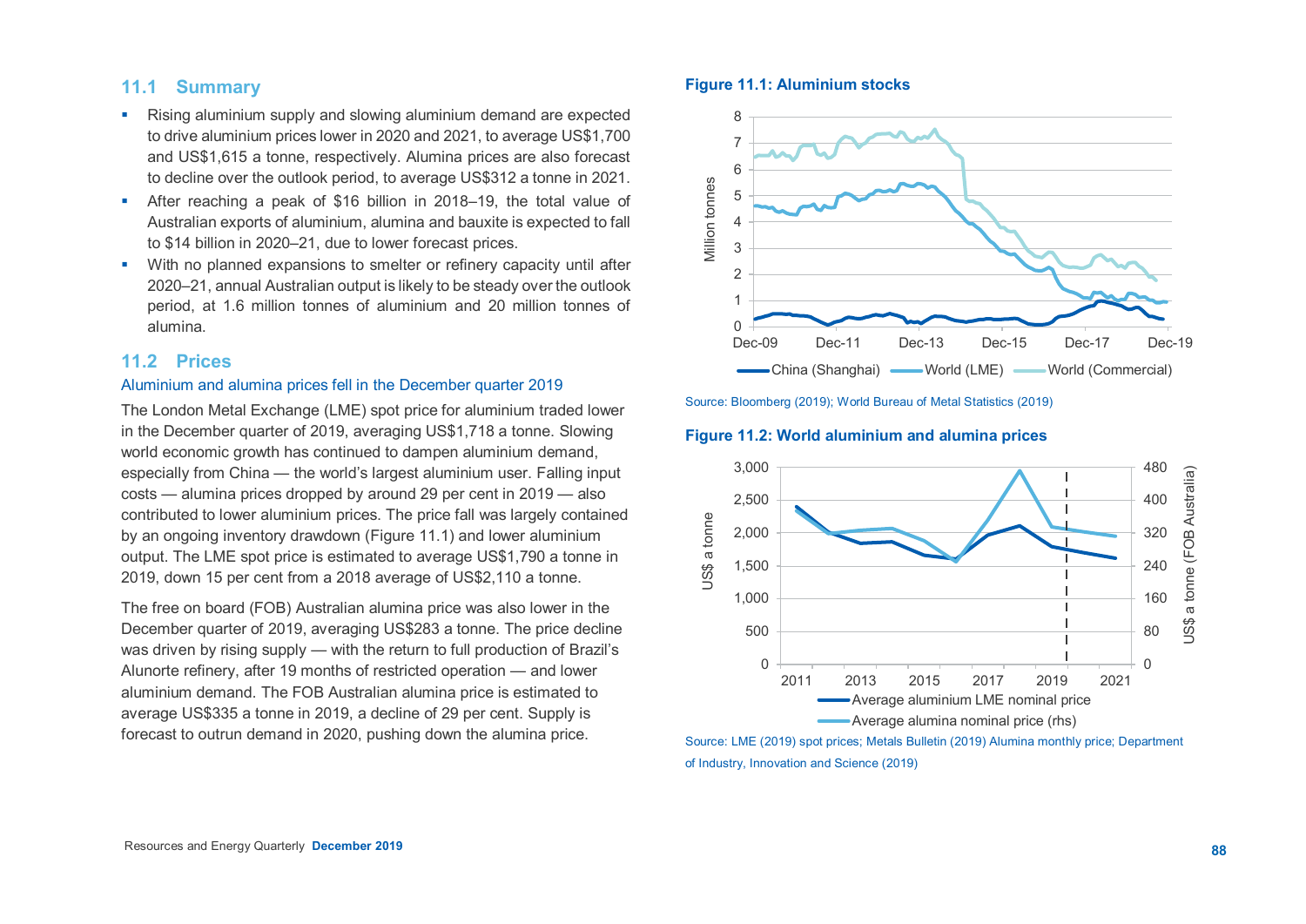## 11.1 Summary

- Rising aluminium supply and slowing aluminium demand are expected to drive aluminium prices lower in 2020 and 2021, to average US$1,700 and US$1,615 a tonne, respectively. Alumina prices are also forecast to decline over the outlook period, to average US$312 a tonne in 2021.
- After reaching a peak of $16 billion in 2018–19, the total value of Australian exports of aluminium, alumina and bauxite is expected to fall to $14 billion in 2020–21, due to lower forecast prices.
- With no planned expansions to smelter or refinery capacity until after 2020–21, annual Australian output is likely to be steady over the outlook period, at 1.6 million tonnes of aluminium and 20 million tonnes of alumina.

## 11.2 Prices

### Aluminium and alumina prices fell in the December quarter 2019

The London Metal Exchange (LME) spot price for aluminium traded lower in the December quarter of 2019, averaging US$1,718 a tonne. Slowing world economic growth has continued to dampen aluminium demand, especially from China — the world's largest aluminium user. Falling input costs — alumina prices dropped by around 29 per cent in 2019 — also contributed to lower aluminium prices. The price fall was largely contained by an ongoing inventory drawdown (Figure 11.1) and lower aluminium output. The LME spot price is estimated to average US$1,790 a tonne in 2019, down 15 per cent from a 2018 average of US$2,110 a tonne.

The free on board (FOB) Australian alumina price was also lower in the December quarter of 2019, averaging US$283 a tonne. The price decline was driven by rising supply — with the return to full production of Brazil's Alunorte refinery, after 19 months of restricted operation — and lower aluminium demand. The FOB Australian alumina price is estimated to average US$335 a tonne in 2019, a decline of 29 per cent. Supply is forecast to outrun demand in 2020, pushing down the alumina price.

**Figure 11.1: Aluminium stocks**

Source: Bloomberg (2019); World Bureau of Metal Statistics (2019)

**Figure 11.2: World aluminium and alumina prices**

Source: LME (2019) spot prices; Metals Bulletin (2019) Alumina monthly price; Department of Industry, Innovation and Science (2019)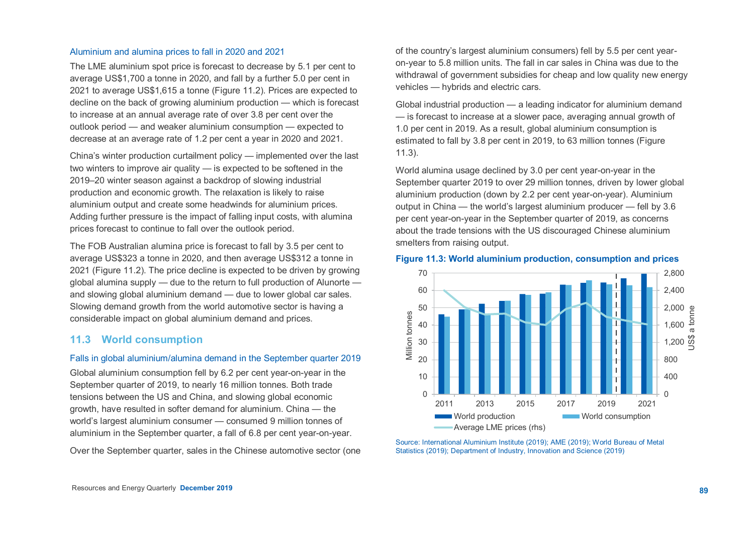### Aluminium and alumina prices to fall in 2020 and 2021

The LME aluminium spot price is forecast to decrease by 5.1 per cent to average US$1,700 a tonne in 2020, and fall by a further 5.0 per cent in 2021 to average US$1,615 a tonne (Figure 11.2). Prices are expected to decline on the back of growing aluminium production — which is forecast to increase at an annual average rate of over 3.8 per cent over the outlook period — and weaker aluminium consumption — expected to decrease at an average rate of 1.2 per cent a year in 2020 and 2021.

China's winter production curtailment policy — implemented over the last two winters to improve air quality — is expected to be softened in the 2019–20 winter season against a backdrop of slowing industrial production and economic growth. The relaxation is likely to raise aluminium output and create some headwinds for aluminium prices. Adding further pressure is the impact of falling input costs, with alumina prices forecast to continue to fall over the outlook period.

The FOB Australian alumina price is forecast to fall by 3.5 per cent to average US$323 a tonne in 2020, and then average US$312 a tonne in 2021 (Figure 11.2). The price decline is expected to be driven by growing global alumina supply — due to the return to full production of Alunorte — and slowing global aluminium demand — due to lower global car sales. Slowing demand growth from the world automotive sector is having a considerable impact on global aluminium demand and prices.

## 11.3 World consumption

### Falls in global aluminium/alumina demand in the September quarter 2019

Global aluminium consumption fell by 6.2 per cent year-on-year in the September quarter of 2019, to nearly 16 million tonnes. Both trade tensions between the US and China, and slowing global economic growth, have resulted in softer demand for aluminium. China — the world's largest aluminium consumer — consumed 9 million tonnes of aluminium in the September quarter, a fall of 6.8 per cent year-on-year.

Over the September quarter, sales in the Chinese automotive sector (one of the country's largest aluminium consumers) fell by 5.5 per cent year-on-year to 5.8 million units. The fall in car sales in China was due to the withdrawal of government subsidies for cheap and low quality new energy vehicles — hybrids and electric cars.

Global industrial production — a leading indicator for aluminium demand — is forecast to increase at a slower pace, averaging annual growth of 1.0 per cent in 2019. As a result, global aluminium consumption is estimated to fall by 3.8 per cent in 2019, to 63 million tonnes (Figure 11.3).

World alumina usage declined by 3.0 per cent year-on-year in the September quarter 2019 to over 29 million tonnes, driven by lower global aluminium production (down by 2.2 per cent year-on-year). Aluminium output in China — the world's largest aluminium producer — fell by 3.6 per cent year-on-year in the September quarter of 2019, as concerns about the trade tensions with the US discouraged Chinese aluminium smelters from raising output.

**Figure 11.3: World aluminium production, consumption and prices**

Source: International Aluminium Institute (2019); AME (2019); World Bureau of Metal Statistics (2019); Department of Industry, Innovation and Science (2019)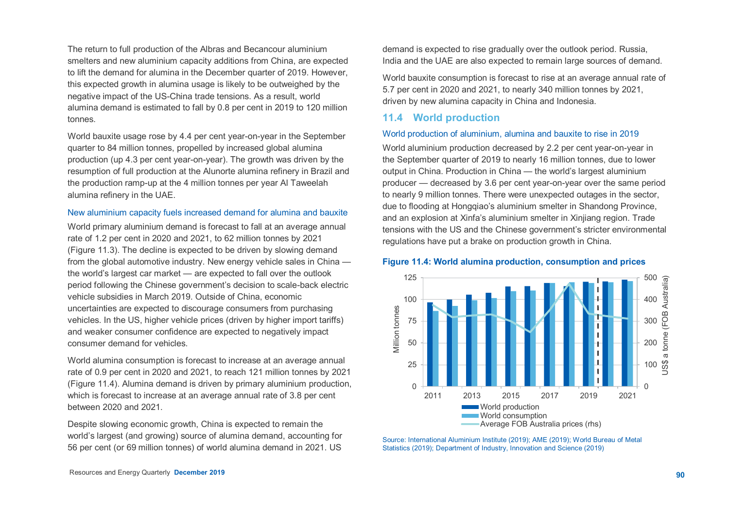The return to full production of the Albras and Becancour aluminium smelters and new aluminium capacity additions from China, are expected to lift the demand for alumina in the December quarter of 2019. However, this expected growth in alumina usage is likely to be outweighed by the negative impact of the US-China trade tensions. As a result, world alumina demand is estimated to fall by 0.8 per cent in 2019 to 120 million tonnes.

World bauxite usage rose by 4.4 per cent year-on-year in the September quarter to 84 million tonnes, propelled by increased global alumina production (up 4.3 per cent year-on-year). The growth was driven by the resumption of full production at the Alunorte alumina refinery in Brazil and the production ramp-up at the 4 million tonnes per year Al Taweelah alumina refinery in the UAE.

### New aluminium capacity fuels increased demand for alumina and bauxite

World primary aluminium demand is forecast to fall at an average annual rate of 1.2 per cent in 2020 and 2021, to 62 million tonnes by 2021 (Figure 11.3). The decline is expected to be driven by slowing demand from the global automotive industry. New energy vehicle sales in China — the world's largest car market — are expected to fall over the outlook period following the Chinese government's decision to scale-back electric vehicle subsidies in March 2019. Outside of China, economic uncertainties are expected to discourage consumers from purchasing vehicles. In the US, higher vehicle prices (driven by higher import tariffs) and weaker consumer confidence are expected to negatively impact consumer demand for vehicles.

World alumina consumption is forecast to increase at an average annual rate of 0.9 per cent in 2020 and 2021, to reach 121 million tonnes by 2021 (Figure 11.4). Alumina demand is driven by primary aluminium production, which is forecast to increase at an average annual rate of 3.8 per cent between 2020 and 2021.

Despite slowing economic growth, China is expected to remain the world's largest (and growing) source of alumina demand, accounting for 56 per cent (or 69 million tonnes) of world alumina demand in 2021. US demand is expected to rise gradually over the outlook period. Russia, India and the UAE are also expected to remain large sources of demand.

World bauxite consumption is forecast to rise at an average annual rate of 5.7 per cent in 2020 and 2021, to nearly 340 million tonnes by 2021, driven by new alumina capacity in China and Indonesia.

## 11.4 World production

### World production of aluminium, alumina and bauxite to rise in 2019

World aluminium production decreased by 2.2 per cent year-on-year in the September quarter of 2019 to nearly 16 million tonnes, due to lower output in China. Production in China — the world's largest aluminium producer — decreased by 3.6 per cent year-on-year over the same period to nearly 9 million tonnes. There were unexpected outages in the sector, due to flooding at Hongqiao's aluminium smelter in Shandong Province, and an explosion at Xinfa's aluminium smelter in Xinjiang region. Trade tensions with the US and the Chinese government's stricter environmental regulations have put a brake on production growth in China.

**Figure 11.4: World alumina production, consumption and prices**

Source: International Aluminium Institute (2019); AME (2019); World Bureau of Metal Statistics (2019); Department of Industry, Innovation and Science (2019)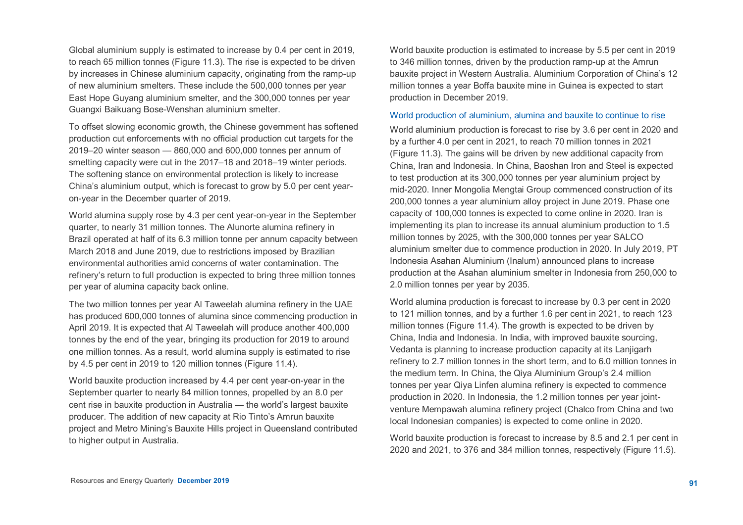Global aluminium supply is estimated to increase by 0.4 per cent in 2019, to reach 65 million tonnes (Figure 11.3). The rise is expected to be driven by increases in Chinese aluminium capacity, originating from the ramp-up of new aluminium smelters. These include the 500,000 tonnes per year East Hope Guyang aluminium smelter, and the 300,000 tonnes per year Guangxi Baikuang Bose-Wenshan aluminium smelter.

To offset slowing economic growth, the Chinese government has softened production cut enforcements with no official production cut targets for the 2019–20 winter season — 860,000 and 600,000 tonnes per annum of smelting capacity were cut in the 2017–18 and 2018–19 winter periods. The softening stance on environmental protection is likely to increase China's aluminium output, which is forecast to grow by 5.0 per cent year-on-year in the December quarter of 2019.

World alumina supply rose by 4.3 per cent year-on-year in the September quarter, to nearly 31 million tonnes. The Alunorte alumina refinery in Brazil operated at half of its 6.3 million tonne per annum capacity between March 2018 and June 2019, due to restrictions imposed by Brazilian environmental authorities amid concerns of water contamination. The refinery's return to full production is expected to bring three million tonnes per year of alumina capacity back online.

The two million tonnes per year Al Taweelah alumina refinery in the UAE has produced 600,000 tonnes of alumina since commencing production in April 2019. It is expected that Al Taweelah will produce another 400,000 tonnes by the end of the year, bringing its production for 2019 to around one million tonnes. As a result, world alumina supply is estimated to rise by 4.5 per cent in 2019 to 120 million tonnes (Figure 11.4).

World bauxite production increased by 4.4 per cent year-on-year in the September quarter to nearly 84 million tonnes, propelled by an 8.0 per cent rise in bauxite production in Australia — the world's largest bauxite producer. The addition of new capacity at Rio Tinto's Amrun bauxite project and Metro Mining's Bauxite Hills project in Queensland contributed to higher output in Australia.

World bauxite production is estimated to increase by 5.5 per cent in 2019 to 346 million tonnes, driven by the production ramp-up at the Amrun bauxite project in Western Australia. Aluminium Corporation of China's 12 million tonnes a year Boffa bauxite mine in Guinea is expected to start production in December 2019.

### World production of aluminium, alumina and bauxite to continue to rise

World aluminium production is forecast to rise by 3.6 per cent in 2020 and by a further 4.0 per cent in 2021, to reach 70 million tonnes in 2021 (Figure 11.3). The gains will be driven by new additional capacity from China, Iran and Indonesia. In China, Baoshan Iron and Steel is expected to test production at its 300,000 tonnes per year aluminium project by mid-2020. Inner Mongolia Mengtai Group commenced construction of its 200,000 tonnes a year aluminium alloy project in June 2019. Phase one capacity of 100,000 tonnes is expected to come online in 2020. Iran is implementing its plan to increase its annual aluminium production to 1.5 million tonnes by 2025, with the 300,000 tonnes per year SALCO aluminium smelter due to commence production in 2020. In July 2019, PT Indonesia Asahan Aluminium (Inalum) announced plans to increase production at the Asahan aluminium smelter in Indonesia from 250,000 to 2.0 million tonnes per year by 2035.

World alumina production is forecast to increase by 0.3 per cent in 2020 to 121 million tonnes, and by a further 1.6 per cent in 2021, to reach 123 million tonnes (Figure 11.4). The growth is expected to be driven by China, India and Indonesia. In India, with improved bauxite sourcing, Vedanta is planning to increase production capacity at its Lanjigarh refinery to 2.7 million tonnes in the short term, and to 6.0 million tonnes in the medium term. In China, the Qiya Aluminium Group's 2.4 million tonnes per year Qiya Linfen alumina refinery is expected to commence production in 2020. In Indonesia, the 1.2 million tonnes per year joint-venture Mempawah alumina refinery project (Chalco from China and two local Indonesian companies) is expected to come online in 2020.

World bauxite production is forecast to increase by 8.5 and 2.1 per cent in 2020 and 2021, to 376 and 384 million tonnes, respectively (Figure 11.5).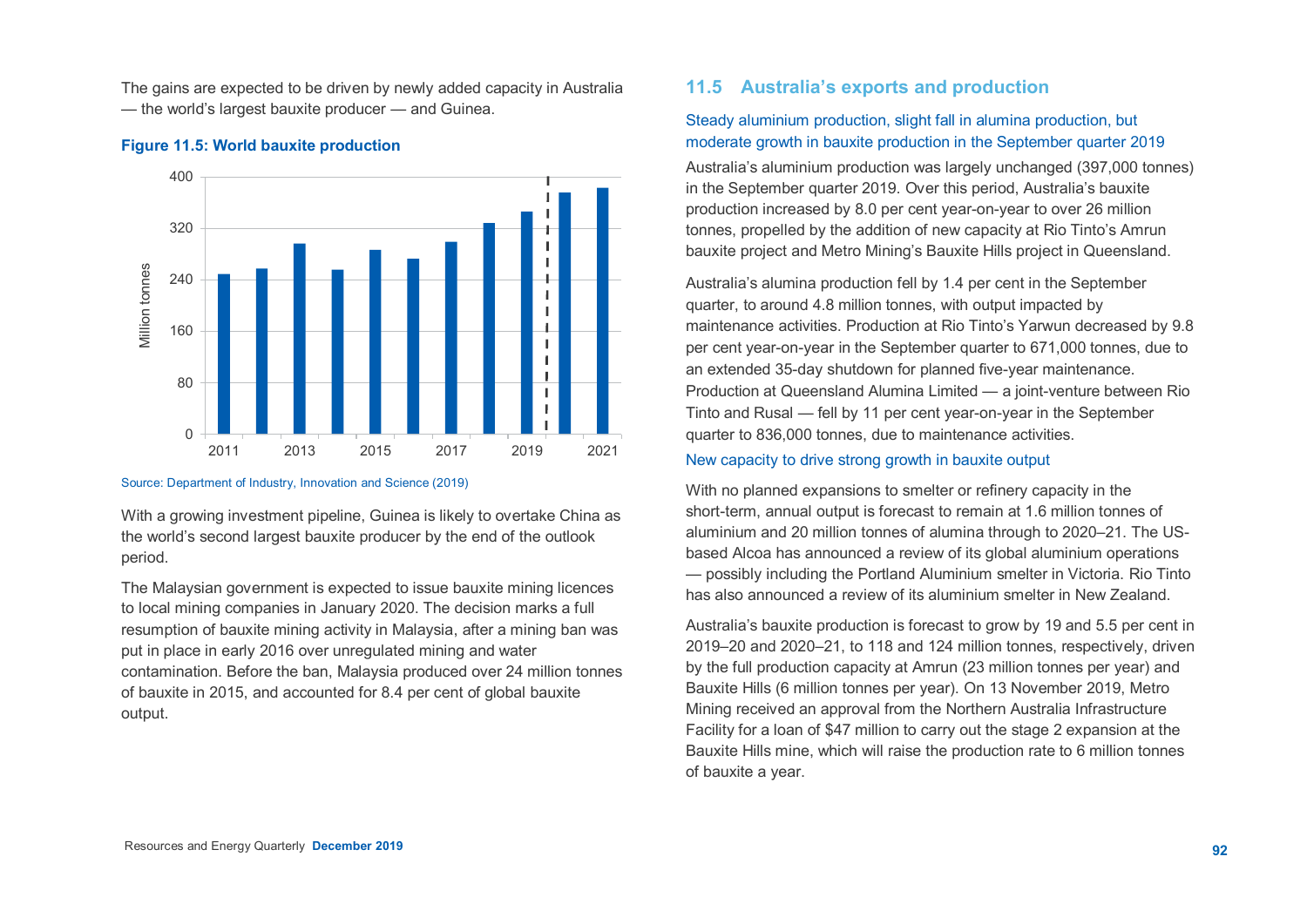The gains are expected to be driven by newly added capacity in Australia — the world's largest bauxite producer — and Guinea.

**Figure 11.5: World bauxite production**

Source: Department of Industry, Innovation and Science (2019)

With a growing investment pipeline, Guinea is likely to overtake China as the world's second largest bauxite producer by the end of the outlook period.

The Malaysian government is expected to issue bauxite mining licences to local mining companies in January 2020. The decision marks a full resumption of bauxite mining activity in Malaysia, after a mining ban was put in place in early 2016 over unregulated mining and water contamination. Before the ban, Malaysia produced over 24 million tonnes of bauxite in 2015, and accounted for 8.4 per cent of global bauxite output.

## 11.5 Australia's exports and production

### Steady aluminium production, slight fall in alumina production, but moderate growth in bauxite production in the September quarter 2019

Australia's aluminium production was largely unchanged (397,000 tonnes) in the September quarter 2019. Over this period, Australia's bauxite production increased by 8.0 per cent year-on-year to over 26 million tonnes, propelled by the addition of new capacity at Rio Tinto's Amrun bauxite project and Metro Mining's Bauxite Hills project in Queensland.

Australia's alumina production fell by 1.4 per cent in the September quarter, to around 4.8 million tonnes, with output impacted by maintenance activities. Production at Rio Tinto's Yarwun decreased by 9.8 per cent year-on-year in the September quarter to 671,000 tonnes, due to an extended 35-day shutdown for planned five-year maintenance. Production at Queensland Alumina Limited — a joint-venture between Rio Tinto and Rusal — fell by 11 per cent year-on-year in the September quarter to 836,000 tonnes, due to maintenance activities.

### New capacity to drive strong growth in bauxite output

With no planned expansions to smelter or refinery capacity in the short-term, annual output is forecast to remain at 1.6 million tonnes of aluminium and 20 million tonnes of alumina through to 2020–21. The US-based Alcoa has announced a review of its global aluminium operations — possibly including the Portland Aluminium smelter in Victoria. Rio Tinto has also announced a review of its aluminium smelter in New Zealand.

Australia's bauxite production is forecast to grow by 19 and 5.5 per cent in 2019–20 and 2020–21, to 118 and 124 million tonnes, respectively, driven by the full production capacity at Amrun (23 million tonnes per year) and Bauxite Hills (6 million tonnes per year). On 13 November 2019, Metro Mining received an approval from the Northern Australia Infrastructure Facility for a loan of $47 million to carry out the stage 2 expansion at the Bauxite Hills mine, which will raise the production rate to 6 million tonnes of bauxite a year.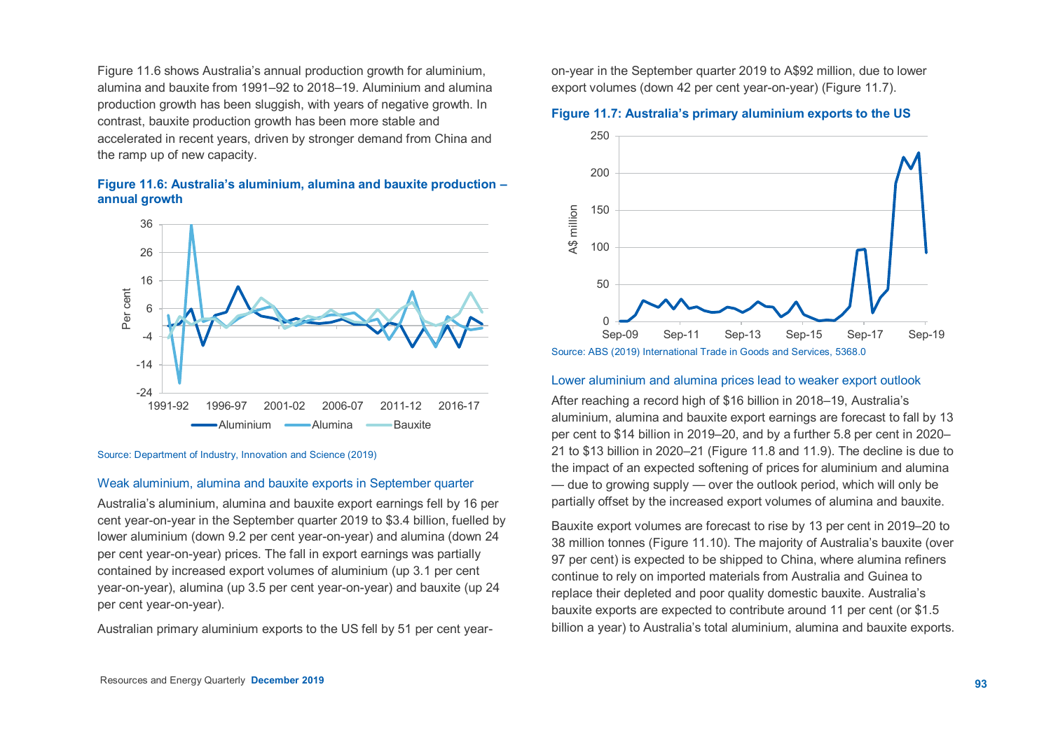Figure 11.6 shows Australia's annual production growth for aluminium, alumina and bauxite from 1991–92 to 2018–19. Aluminium and alumina production growth has been sluggish, with years of negative growth. In contrast, bauxite production growth has been more stable and accelerated in recent years, driven by stronger demand from China and the ramp up of new capacity.

### Figure 11.6: Australia's aluminium, alumina and bauxite production – annual growth

Source: Department of Industry, Innovation and Science (2019)

## Weak aluminium, alumina and bauxite exports in September quarter

Australia's aluminium, alumina and bauxite export earnings fell by 16 per cent year-on-year in the September quarter 2019 to \$3.4 billion, fuelled by lower aluminium (down 9.2 per cent year-on-year) and alumina (down 24 per cent year-on-year) prices. The fall in export earnings was partially contained by increased export volumes of aluminium (up 3.1 per cent year-on-year), alumina (up 3.5 per cent year-on-year) and bauxite (up 24 per cent year-on-year).

Australian primary aluminium exports to the US fell by 51 per cent year-on-year in the September quarter 2019 to A\$92 million, due to lower export volumes (down 42 per cent year-on-year) (Figure 11.7).

### Figure 11.7: Australia's primary aluminium exports to the US

Source: ABS (2019) International Trade in Goods and Services, 5368.0

## Lower aluminium and alumina prices lead to weaker export outlook

After reaching a record high of \$16 billion in 2018–19, Australia's aluminium, alumina and bauxite export earnings are forecast to fall by 13 per cent to \$14 billion in 2019–20, and by a further 5.8 per cent in 2020–21 to \$13 billion in 2020–21 (Figure 11.8 and 11.9). The decline is due to the impact of an expected softening of prices for aluminium and alumina — due to growing supply — over the outlook period, which will only be partially offset by the increased export volumes of alumina and bauxite.

Bauxite export volumes are forecast to rise by 13 per cent in 2019–20 to 38 million tonnes (Figure 11.10). The majority of Australia's bauxite (over 97 per cent) is expected to be shipped to China, where alumina refiners continue to rely on imported materials from Australia and Guinea to replace their depleted and poor quality domestic bauxite. Australia's bauxite exports are expected to contribute around 11 per cent (or \$1.5 billion a year) to Australia's total aluminium, alumina and bauxite exports.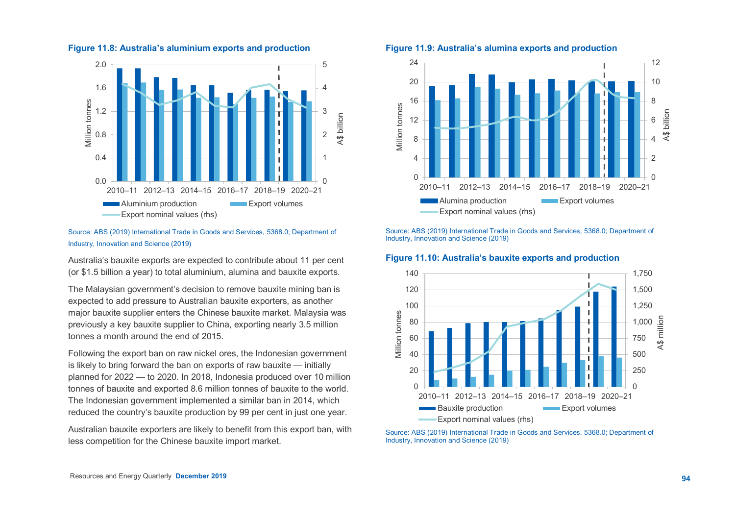**Figure 11.8: Australia's aluminium exports and production**

Source: ABS (2019) International Trade in Goods and Services, 5368.0; Department of Industry, Innovation and Science (2019)

Australia's bauxite exports are expected to contribute about 11 per cent (or $1.5 billion a year) to total aluminium, alumina and bauxite exports.

The Malaysian government's decision to remove bauxite mining ban is expected to add pressure to Australian bauxite exporters, as another major bauxite supplier enters the Chinese bauxite market. Malaysia was previously a key bauxite supplier to China, exporting nearly 3.5 million tonnes a month around the end of 2015.

Following the export ban on raw nickel ores, the Indonesian government is likely to bring forward the ban on exports of raw bauxite — initially planned for 2022 — to 2020. In 2018, Indonesia produced over 10 million tonnes of bauxite and exported 8.6 million tonnes of bauxite to the world. The Indonesian government implemented a similar ban in 2014, which reduced the country's bauxite production by 99 per cent in just one year.

Australian bauxite exporters are likely to benefit from this export ban, with less competition for the Chinese bauxite import market.

**Figure 11.9: Australia's alumina exports and production**

Source: ABS (2019) International Trade in Goods and Services, 5368.0; Department of Industry, Innovation and Science (2019)

**Figure 11.10: Australia's bauxite exports and production**

Source: ABS (2019) International Trade in Goods and Services, 5368.0; Department of Industry, Innovation and Science (2019)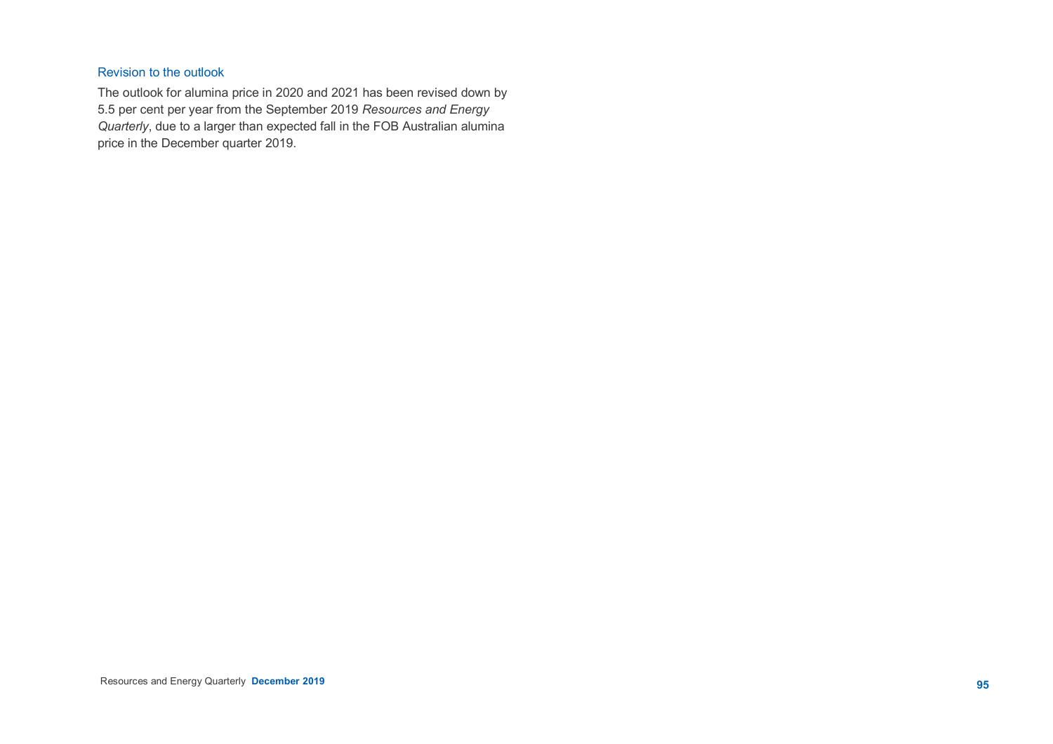### Revision to the outlook

The outlook for alumina price in 2020 and 2021 has been revised down by 5.5 per cent per year from the September 2019 *Resources and Energy Quarterly*, due to a larger than expected fall in the FOB Australian alumina price in the December quarter 2019.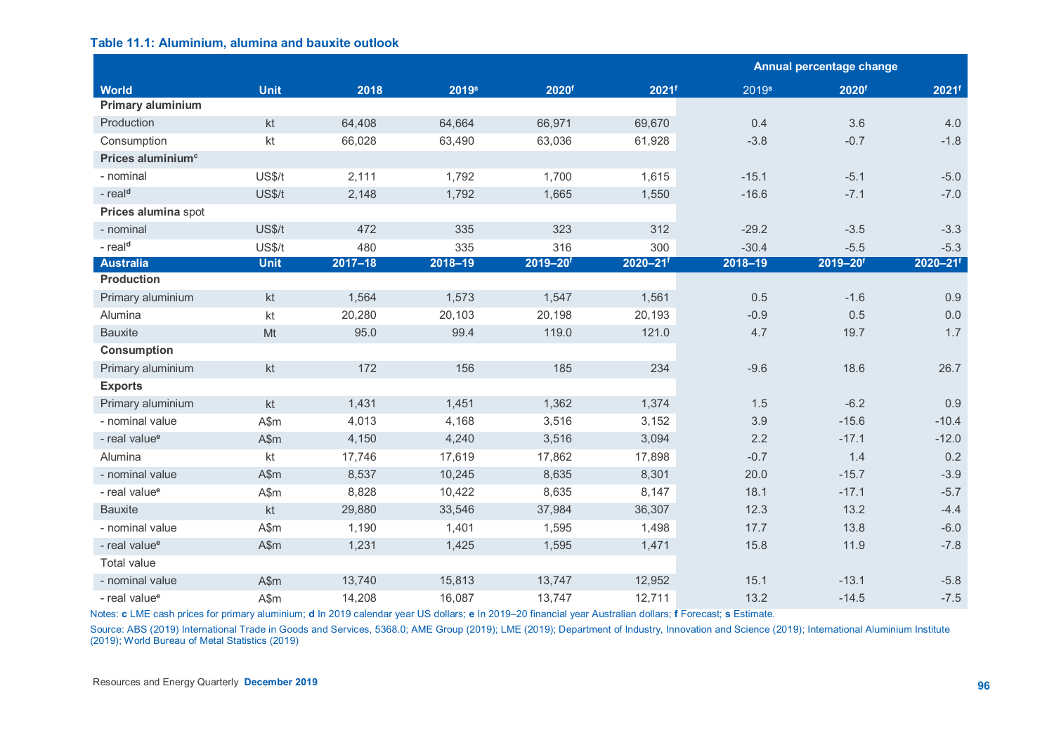### Table 11.1: Aluminium, alumina and bauxite outlook

| | | | | | | Annual percentage change | | |
|---|---|---|---|---|---|---|---|---|
| **World** | **Unit** | **2018** | **2019s** | **2020f** | **2021f** | 2019s | **2020f** | **2021f** |
| **Primary aluminium** | | | | | | | | |
| Production | kt | 64,408 | 64,664 | 66,971 | 69,670 | 0.4 | 3.6 | 4.0 |
| Consumption | kt | 66,028 | 63,490 | 63,036 | 61,928 | -3.8 | -0.7 | -1.8 |
| **Prices aluminium**c | | | | | | | | |
| - nominal | US$/t | 2,111 | 1,792 | 1,700 | 1,615 | -15.1 | -5.1 | -5.0 |
| - reald | US$/t | 2,148 | 1,792 | 1,665 | 1,550 | -16.6 | -7.1 | -7.0 |
| **Prices alumina** spot | | | | | | | | |
| - nominal | US$/t | 472 | 335 | 323 | 312 | -29.2 | -3.5 | -3.3 |
| - reald | US$/t | 480 | 335 | 316 | 300 | -30.4 | -5.5 | -5.3 |
| **Australia** | **Unit** | **2017–18** | **2018–19** | **2019–20f** | **2020–21f** | **2018–19** | **2019–20f** | **2020–21f** |
| **Production** | | | | | | | | |
| Primary aluminium | kt | 1,564 | 1,573 | 1,547 | 1,561 | 0.5 | -1.6 | 0.9 |
| Alumina | kt | 20,280 | 20,103 | 20,198 | 20,193 | -0.9 | 0.5 | 0.0 |
| Bauxite | Mt | 95.0 | 99.4 | 119.0 | 121.0 | 4.7 | 19.7 | 1.7 |
| **Consumption** | | | | | | | | |
| Primary aluminium | kt | 172 | 156 | 185 | 234 | -9.6 | 18.6 | 26.7 |
| **Exports** | | | | | | | | |
| Primary aluminium | kt | 1,431 | 1,451 | 1,362 | 1,374 | 1.5 | -6.2 | 0.9 |
| - nominal value | A$m | 4,013 | 4,168 | 3,516 | 3,152 | 3.9 | -15.6 | -10.4 |
| - real valuee | A$m | 4,150 | 4,240 | 3,516 | 3,094 | 2.2 | -17.1 | -12.0 |
| Alumina | kt | 17,746 | 17,619 | 17,862 | 17,898 | -0.7 | 1.4 | 0.2 |
| - nominal value | A$m | 8,537 | 10,245 | 8,635 | 8,301 | 20.0 | -15.7 | -3.9 |
| - real valuee | A$m | 8,828 | 10,422 | 8,635 | 8,147 | 18.1 | -17.1 | -5.7 |
| Bauxite | kt | 29,880 | 33,546 | 37,984 | 36,307 | 12.3 | 13.2 | -4.4 |
| - nominal value | A$m | 1,190 | 1,401 | 1,595 | 1,498 | 17.7 | 13.8 | -6.0 |
| - real valuee | A$m | 1,231 | 1,425 | 1,595 | 1,471 | 15.8 | 11.9 | -7.8 |
| Total value | | | | | | | | |
| - nominal value | A$m | 13,740 | 15,813 | 13,747 | 12,952 | 15.1 | -13.1 | -5.8 |
| - real valuee | A$m | 14,208 | 16,087 | 13,747 | 12,711 | 13.2 | -14.5 | -7.5 |

Notes: **c** LME cash prices for primary aluminium; **d** In 2019 calendar year US dollars; **e** In 2019–20 financial year Australian dollars; **f** Forecast; **s** Estimate.

Source: ABS (2019) International Trade in Goods and Services, 5368.0; AME Group (2019); LME (2019); Department of Industry, Innovation and Science (2019); International Aluminium Institute (2019); World Bureau of Metal Statistics (2019)